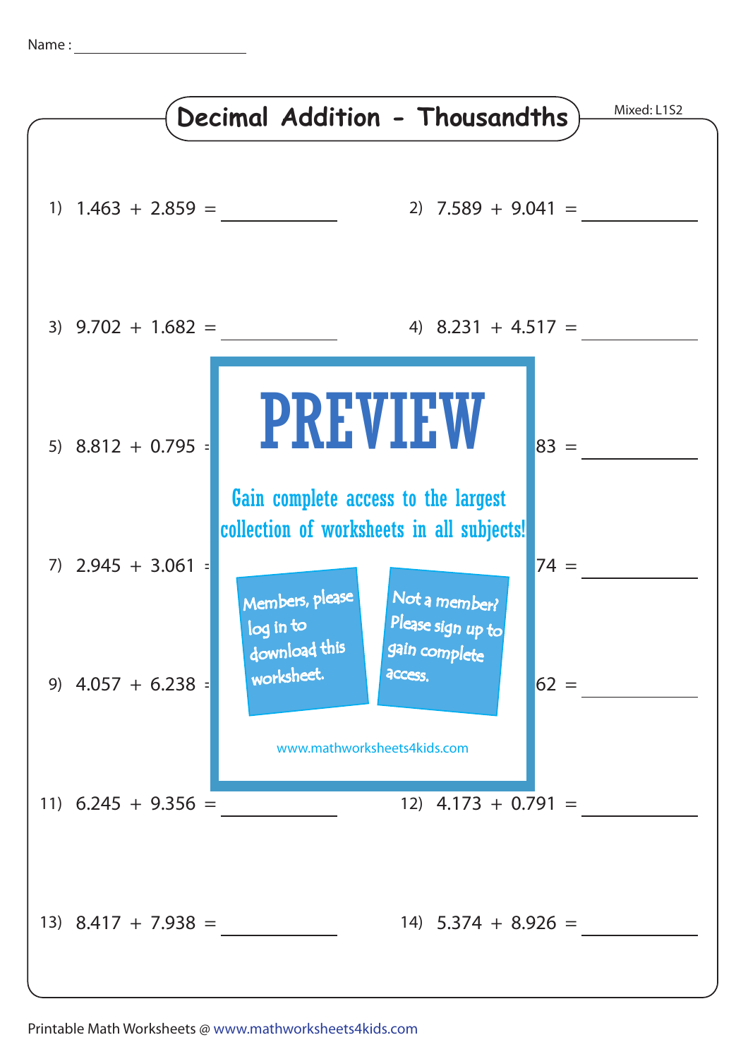Name : ____________________

# Decimal Addition - Thousandths

Mixed: L1S2

1) 1.463 + 2.859 = ________

2) 7.589 + 9.041 = ________

3) 9.702 + 1.682 = ________

4) 8.231 + 4.517 = ________

5) 8.812 + 0.795 =

6) 83 = ________

7) 2.945 + 3.061 =

8) 74 = ________

9) 4.057 + 6.238 =

10) 62 = ________

PREVIEW

Gain complete access to the largest collection of worksheets in all subjects!

Members, please log in to download this worksheet.

Not a member? Please sign up to gain complete access.

www.mathworksheets4kids.com

11) 6.245 + 9.356 = ________

12) 4.173 + 0.791 = ________

13) 8.417 + 7.938 = ________

14) 5.374 + 8.926 = ________

Printable Math Worksheets @ www.mathworksheets4kids.com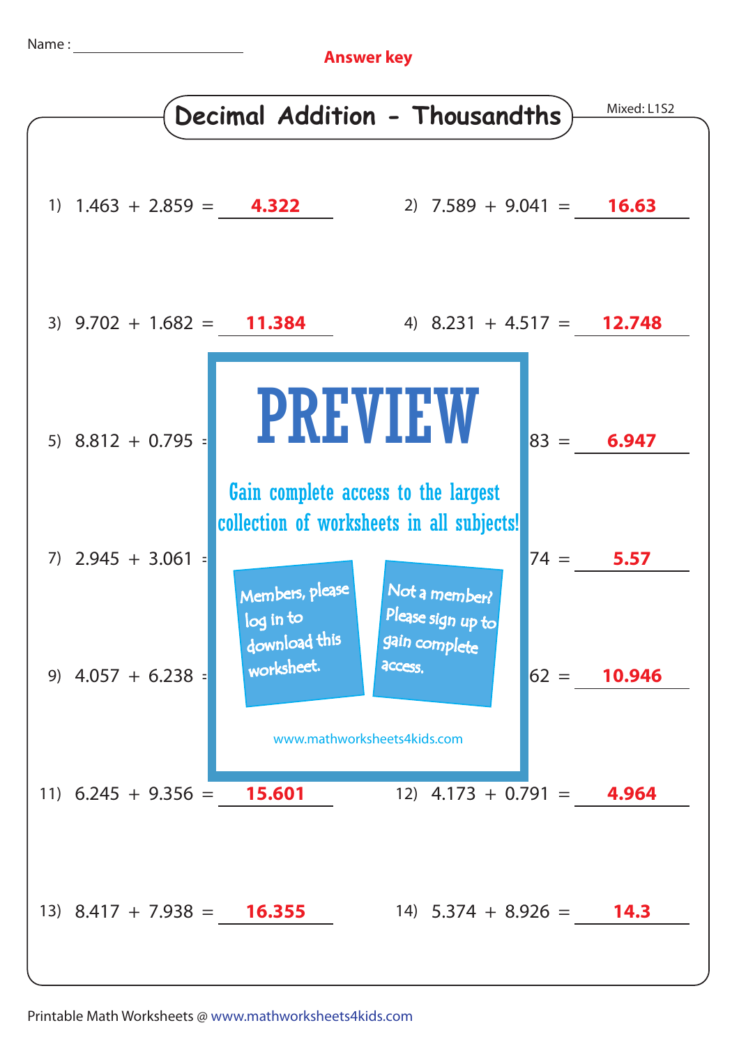Name : ____________________

**Answer key**

# Decimal Addition - Thousandths

Mixed: L1S2

1) $1.463 + 2.859 =$ **4.322**

2) $7.589 + 9.041 =$ **16.63**

3) $9.702 + 1.682 =$ **11.384**

4) $8.231 + 4.517 =$ **12.748**

5) $8.812 + 0.795 =$

6) 83 = **6.947**

7) $2.945 + 3.061 =$

8) 74 = **5.57**

9) $4.057 + 6.238 =$

10) 62 = **10.946**

PREVIEW

Gain complete access to the largest collection of worksheets in all subjects!

Members, please log in to download this worksheet.

Not a member? Please sign up to gain complete access.

www.mathworksheets4kids.com

11) $6.245 + 9.356 =$ **15.601**

12) $4.173 + 0.791 =$ **4.964**

13) $8.417 + 7.938 =$ **16.355**

14) $5.374 + 8.926 =$ **14.3**

Printable Math Worksheets @ www.mathworksheets4kids.com